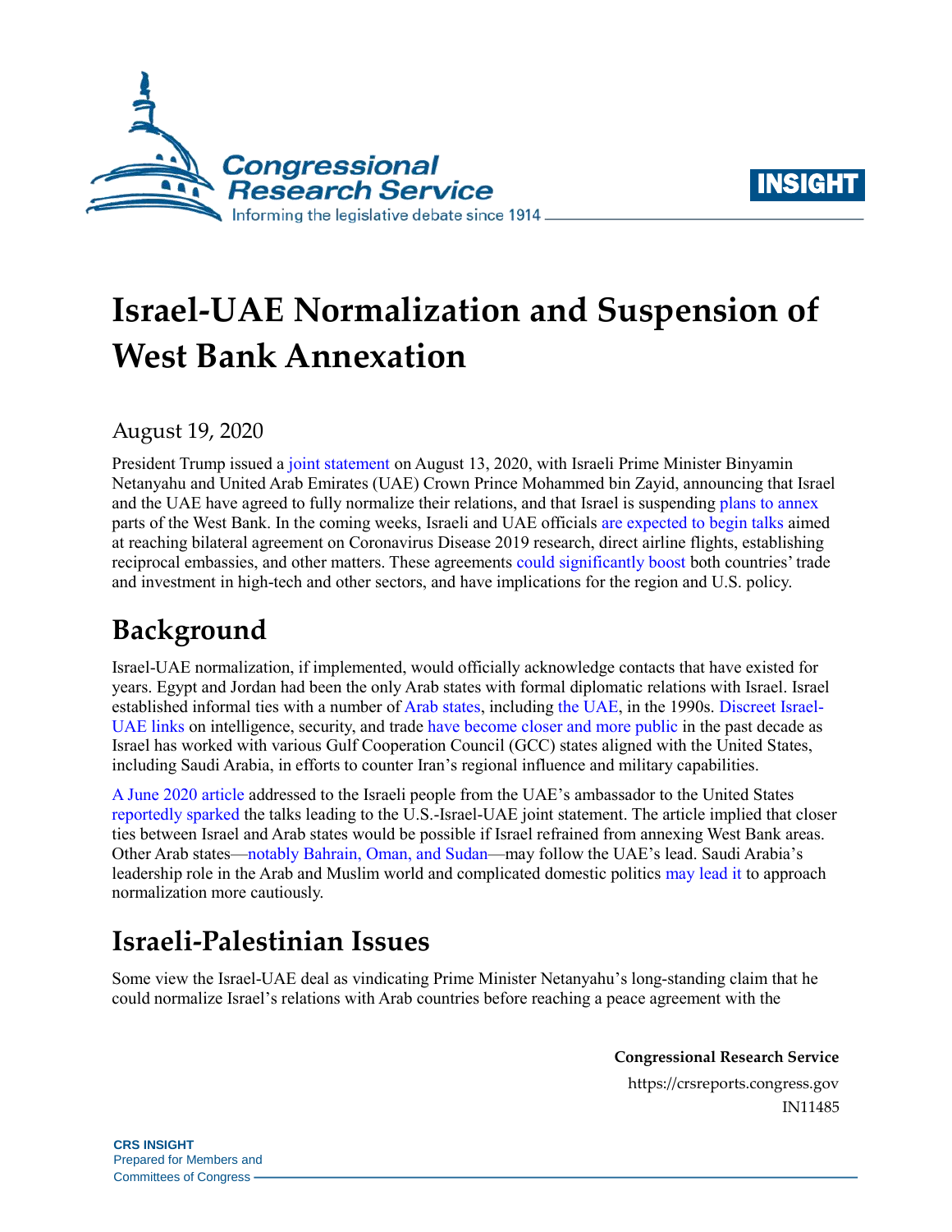# Israel-UAE Normalization and Suspension of West Bank Annexation

August 19, 2020

President Trump issued a joint statement on August 13, 2020, with Israeli Prime Minister Binyamin Netanyahu and United Arab Emirates (UAE) Crown Prince Mohammed bin Zayid, announcing that Israel and the UAE have agreed to fully normalize their relations, and that Israel is suspending plans to annex parts of the West Bank. In the coming weeks, Israeli and UAE officials are expected to begin talks aimed at reaching bilateral agreement on Coronavirus Disease 2019 research, direct airline flights, establishing reciprocal embassies, and other matters. These agreements could significantly boost both countries' trade and investment in high-tech and other sectors, and have implications for the region and U.S. policy.

## Background

Israel-UAE normalization, if implemented, would officially acknowledge contacts that have existed for years. Egypt and Jordan had been the only Arab states with formal diplomatic relations with Israel. Israel established informal ties with a number of Arab states, including the UAE, in the 1990s. Discreet Israel-UAE links on intelligence, security, and trade have become closer and more public in the past decade as Israel has worked with various Gulf Cooperation Council (GCC) states aligned with the United States, including Saudi Arabia, in efforts to counter Iran's regional influence and military capabilities.

A June 2020 article addressed to the Israeli people from the UAE's ambassador to the United States reportedly sparked the talks leading to the U.S.-Israel-UAE joint statement. The article implied that closer ties between Israel and Arab states would be possible if Israel refrained from annexing West Bank areas. Other Arab states—notably Bahrain, Oman, and Sudan—may follow the UAE's lead. Saudi Arabia's leadership role in the Arab and Muslim world and complicated domestic politics may lead it to approach normalization more cautiously.

## Israeli-Palestinian Issues

Some view the Israel-UAE deal as vindicating Prime Minister Netanyahu's long-standing claim that he could normalize Israel's relations with Arab countries before reaching a peace agreement with the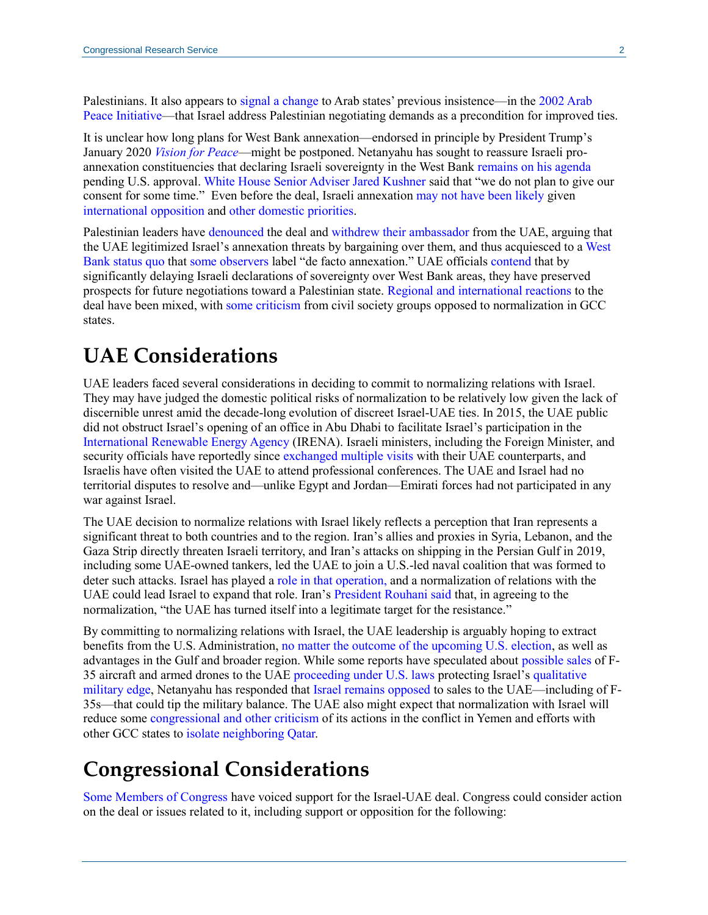Palestinians. It also appears to signal a change to Arab states' previous insistence—in the 2002 Arab Peace Initiative—that Israel address Palestinian negotiating demands as a precondition for improved ties.

It is unclear how long plans for West Bank annexation—endorsed in principle by President Trump's January 2020 *Vision for Peace*—might be postponed. Netanyahu has sought to reassure Israeli pro-annexation constituencies that declaring Israeli sovereignty in the West Bank remains on his agenda pending U.S. approval. White House Senior Adviser Jared Kushner said that "we do not plan to give our consent for some time." Even before the deal, Israeli annexation may not have been likely given international opposition and other domestic priorities.

Palestinian leaders have denounced the deal and withdrew their ambassador from the UAE, arguing that the UAE legitimized Israel's annexation threats by bargaining over them, and thus acquiesced to a West Bank status quo that some observers label "de facto annexation." UAE officials contend that by significantly delaying Israeli declarations of sovereignty over West Bank areas, they have preserved prospects for future negotiations toward a Palestinian state. Regional and international reactions to the deal have been mixed, with some criticism from civil society groups opposed to normalization in GCC states.

# UAE Considerations

UAE leaders faced several considerations in deciding to commit to normalizing relations with Israel. They may have judged the domestic political risks of normalization to be relatively low given the lack of discernible unrest amid the decade-long evolution of discreet Israel-UAE ties. In 2015, the UAE public did not obstruct Israel's opening of an office in Abu Dhabi to facilitate Israel's participation in the International Renewable Energy Agency (IRENA). Israeli ministers, including the Foreign Minister, and security officials have reportedly since exchanged multiple visits with their UAE counterparts, and Israelis have often visited the UAE to attend professional conferences. The UAE and Israel had no territorial disputes to resolve and—unlike Egypt and Jordan—Emirati forces had not participated in any war against Israel.

The UAE decision to normalize relations with Israel likely reflects a perception that Iran represents a significant threat to both countries and to the region. Iran's allies and proxies in Syria, Lebanon, and the Gaza Strip directly threaten Israeli territory, and Iran's attacks on shipping in the Persian Gulf in 2019, including some UAE-owned tankers, led the UAE to join a U.S.-led naval coalition that was formed to deter such attacks. Israel has played a role in that operation, and a normalization of relations with the UAE could lead Israel to expand that role. Iran's President Rouhani said that, in agreeing to the normalization, "the UAE has turned itself into a legitimate target for the resistance."

By committing to normalizing relations with Israel, the UAE leadership is arguably hoping to extract benefits from the U.S. Administration, no matter the outcome of the upcoming U.S. election, as well as advantages in the Gulf and broader region. While some reports have speculated about possible sales of F-35 aircraft and armed drones to the UAE proceeding under U.S. laws protecting Israel's qualitative military edge, Netanyahu has responded that Israel remains opposed to sales to the UAE—including of F-35s—that could tip the military balance. The UAE also might expect that normalization with Israel will reduce some congressional and other criticism of its actions in the conflict in Yemen and efforts with other GCC states to isolate neighboring Qatar.

# Congressional Considerations

Some Members of Congress have voiced support for the Israel-UAE deal. Congress could consider action on the deal or issues related to it, including support or opposition for the following: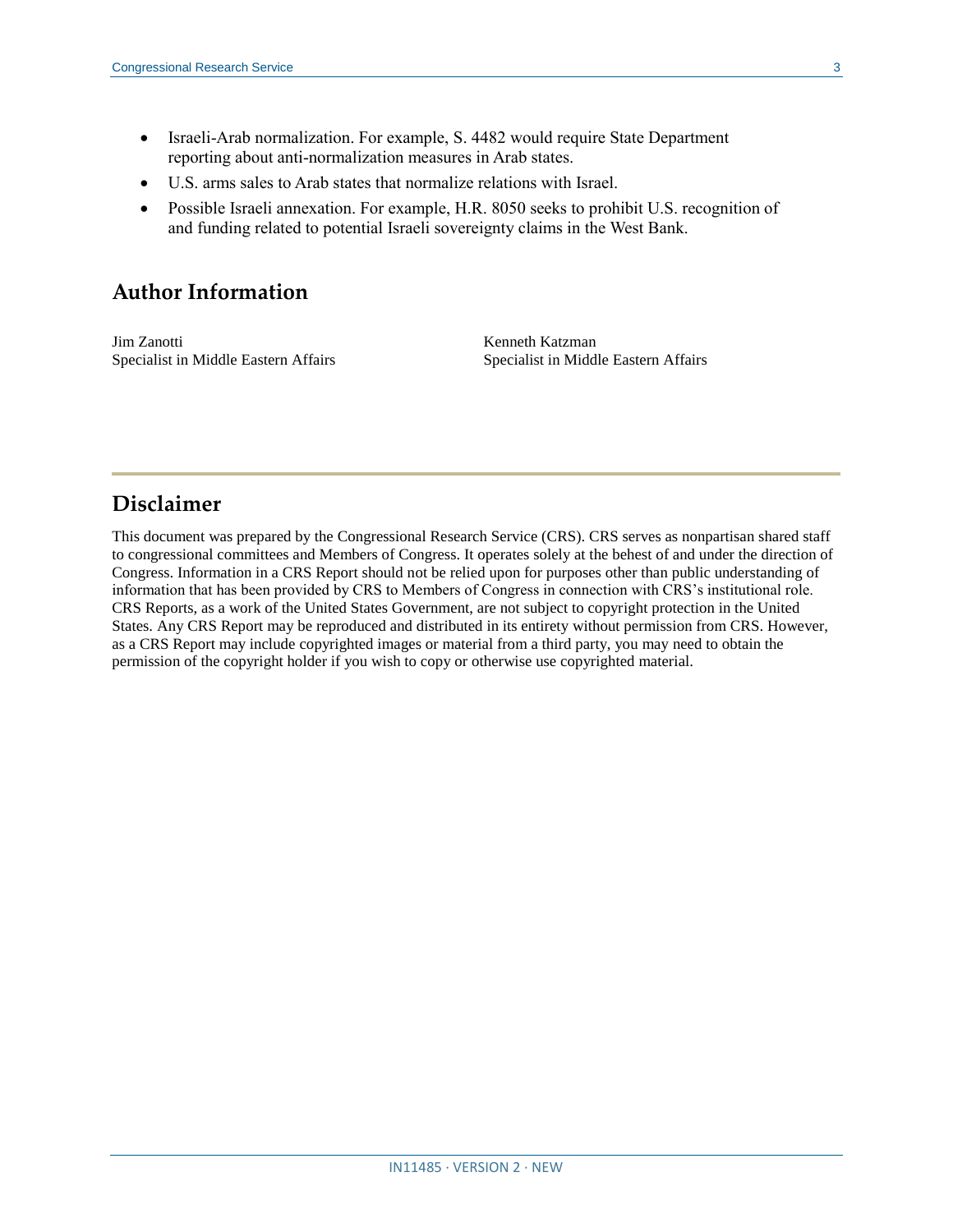- Israeli-Arab normalization. For example, S. 4482 would require State Department reporting about anti-normalization measures in Arab states.
- U.S. arms sales to Arab states that normalize relations with Israel.
- Possible Israeli annexation. For example, H.R. 8050 seeks to prohibit U.S. recognition of and funding related to potential Israeli sovereignty claims in the West Bank.

## Author Information

Jim Zanotti
Specialist in Middle Eastern Affairs

Kenneth Katzman
Specialist in Middle Eastern Affairs

## Disclaimer

This document was prepared by the Congressional Research Service (CRS). CRS serves as nonpartisan shared staff to congressional committees and Members of Congress. It operates solely at the behest of and under the direction of Congress. Information in a CRS Report should not be relied upon for purposes other than public understanding of information that has been provided by CRS to Members of Congress in connection with CRS's institutional role. CRS Reports, as a work of the United States Government, are not subject to copyright protection in the United States. Any CRS Report may be reproduced and distributed in its entirety without permission from CRS. However, as a CRS Report may include copyrighted images or material from a third party, you may need to obtain the permission of the copyright holder if you wish to copy or otherwise use copyrighted material.